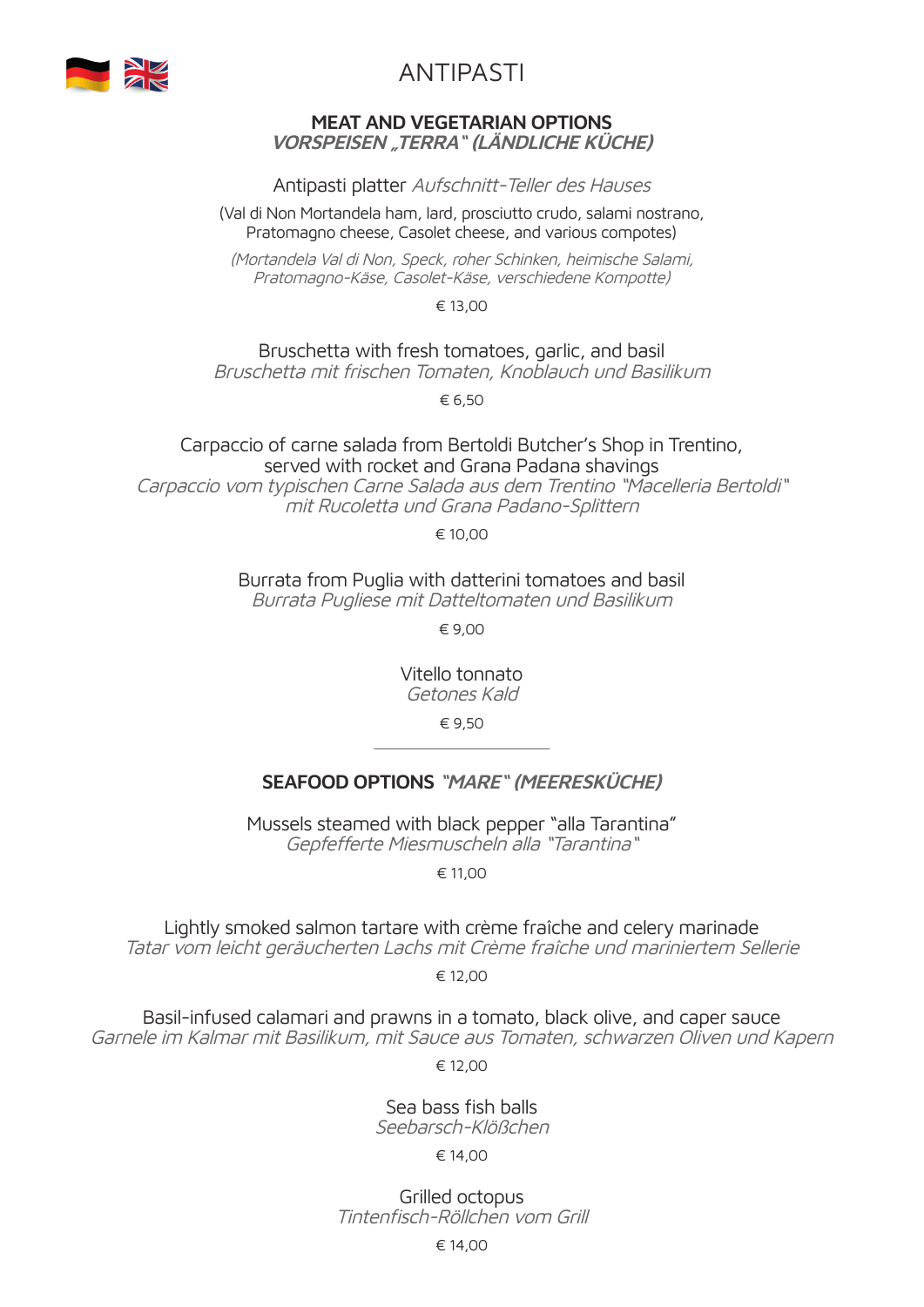# ANTIPASTI

## MEAT AND VEGETARIAN OPTIONS
### *VORSPEISEN „TERRA" (LÄNDLICHE KÜCHE)*

Antipasti platter *Aufschnitt-Teller des Hauses*

(Val di Non Mortandela ham, lard, prosciutto crudo, salami nostrano, Pratomagno cheese, Casolet cheese, and various compotes)

*(Mortandela Val di Non, Speck, roher Schinken, heimische Salami, Pratomagno-Käse, Casolet-Käse, verschiedene Kompotte)*

€ 13,00

Bruschetta with fresh tomatoes, garlic, and basil
*Bruschetta mit frischen Tomaten, Knoblauch und Basilikum*

€ 6,50

Carpaccio of carne salada from Bertoldi Butcher's Shop in Trentino, served with rocket and Grana Padana shavings
*Carpaccio vom typischen Carne Salada aus dem Trentino "Macelleria Bertoldi" mit Rucoletta und Grana Padano-Splittern*

€ 10,00

Burrata from Puglia with datterini tomatoes and basil
*Burrata Pugliese mit Datteltomaten und Basilikum*

€ 9,00

Vitello tonnato
*Getones Kald*

€ 9,50

---

## SEAFOOD OPTIONS *"MARE" (MEERESKÜCHE)*

Mussels steamed with black pepper "alla Tarantina"
*Gepfefferte Miesmuscheln alla "Tarantina"*

€ 11,00

Lightly smoked salmon tartare with crème fraîche and celery marinade
*Tatar vom leicht geräucherten Lachs mit Crème fraîche und mariniertem Sellerie*

€ 12,00

Basil-infused calamari and prawns in a tomato, black olive, and caper sauce
*Garnele im Kalmar mit Basilikum, mit Sauce aus Tomaten, schwarzen Oliven und Kapern*

€ 12,00

Sea bass fish balls
*Seebarsch-Klößchen*

€ 14,00

Grilled octopus
*Tintenfisch-Röllchen vom Grill*

€ 14,00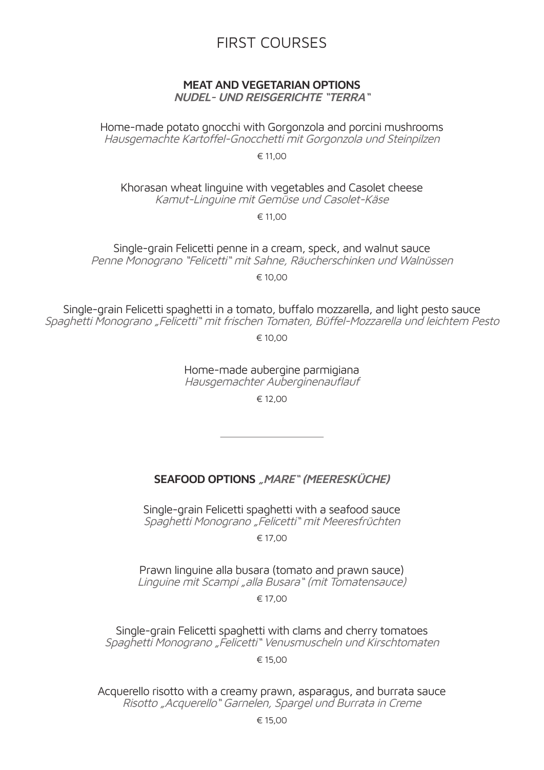# FIRST COURSES

## MEAT AND VEGETARIAN OPTIONS
***NUDEL- UND REISGERICHTE "TERRA"***

Home-made potato gnocchi with Gorgonzola and porcini mushrooms
*Hausgemachte Kartoffel-Gnocchetti mit Gorgonzola und Steinpilzen*

€ 11,00

Khorasan wheat linguine with vegetables and Casolet cheese
*Kamut-Linguine mit Gemüse und Casolet-Käse*

€ 11,00

Single-grain Felicetti penne in a cream, speck, and walnut sauce
*Penne Monograno "Felicetti" mit Sahne, Räucherschinken und Walnüssen*

€ 10,00

Single-grain Felicetti spaghetti in a tomato, buffalo mozzarella, and light pesto sauce
*Spaghetti Monograno „Felicetti" mit frischen Tomaten, Büffel-Mozzarella und leichtem Pesto*

€ 10,00

Home-made aubergine parmigiana
*Hausgemachter Auberginenauflauf*

€ 12,00

---

## SEAFOOD OPTIONS ***„MARE" (MEERESKÜCHE)***

Single-grain Felicetti spaghetti with a seafood sauce
*Spaghetti Monograno „Felicetti" mit Meeresfrüchten*

€ 17,00

Prawn linguine alla busara (tomato and prawn sauce)
*Linguine mit Scampi „alla Busara" (mit Tomatensauce)*

€ 17,00

Single-grain Felicetti spaghetti with clams and cherry tomatoes
*Spaghetti Monograno „Felicetti" Venusmuscheln und Kirschtomaten*

€ 15,00

Acquerello risotto with a creamy prawn, asparagus, and burrata sauce
*Risotto „Acquerello" Garnelen, Spargel und Burrata in Creme*

€ 15,00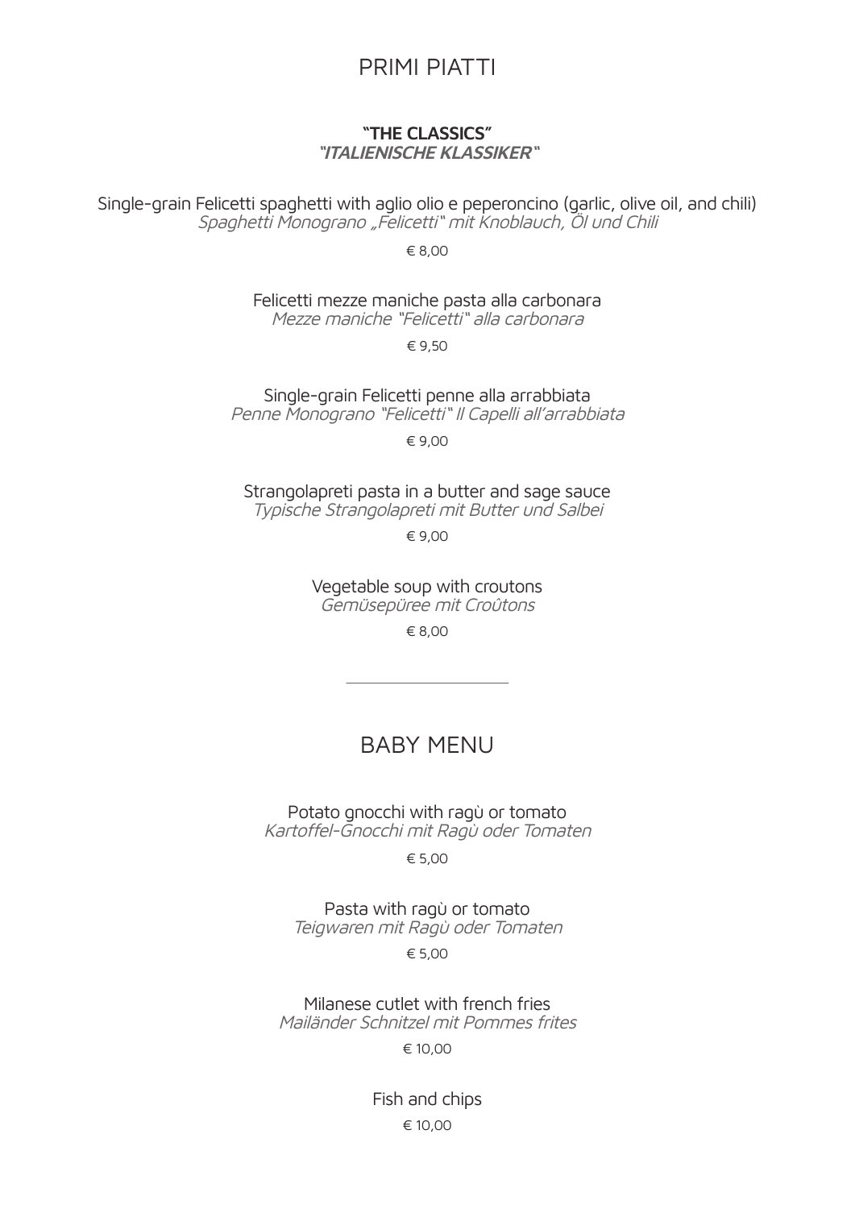# PRIMI PIATTI

**"THE CLASSICS"**
***"ITALIENISCHE KLASSIKER"***

Single-grain Felicetti spaghetti with aglio olio e peperoncino (garlic, olive oil, and chili)
*Spaghetti Monograno „Felicetti" mit Knoblauch, Öl und Chili*

€ 8,00

Felicetti mezze maniche pasta alla carbonara
*Mezze maniche "Felicetti" alla carbonara*

€ 9,50

Single-grain Felicetti penne alla arrabbiata
*Penne Monograno "Felicetti" Il Capelli all'arrabbiata*

€ 9,00

Strangolapreti pasta in a butter and sage sauce
*Typische Strangolapreti mit Butter und Salbei*

€ 9,00

Vegetable soup with croutons
*Gemüsepüree mit Croûtons*

€ 8,00

---

# BABY MENU

Potato gnocchi with ragù or tomato
*Kartoffel-Gnocchi mit Ragù oder Tomaten*

€ 5,00

Pasta with ragù or tomato
*Teigwaren mit Ragù oder Tomaten*

€ 5,00

Milanese cutlet with french fries
*Mailänder Schnitzel mit Pommes frites*

€ 10,00

Fish and chips

€ 10,00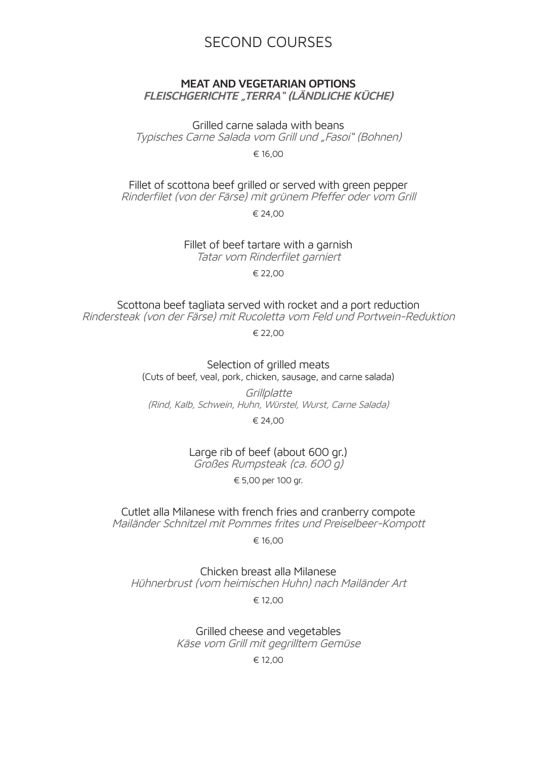# SECOND COURSES

## MEAT AND VEGETARIAN OPTIONS

***FLEISCHGERICHTE „TERRA" (LÄNDLICHE KÜCHE)***

Grilled carne salada with beans
*Typisches Carne Salada vom Grill und „Fasoi" (Bohnen)*

€ 16,00

Fillet of scottona beef grilled or served with green pepper
*Rinderfilet (von der Färse) mit grünem Pfeffer oder vom Grill*

€ 24,00

Fillet of beef tartare with a garnish
*Tatar vom Rinderfilet garniert*

€ 22,00

Scottona beef tagliata served with rocket and a port reduction
*Rindersteak (von der Färse) mit Rucoletta vom Feld und Portwein-Reduktion*

€ 22,00

Selection of grilled meats
(Cuts of beef, veal, pork, chicken, sausage, and carne salada)

*Grillplatte*
*(Rind, Kalb, Schwein, Huhn, Würstel, Wurst, Carne Salada)*

€ 24,00

Large rib of beef (about 600 gr.)
*Großes Rumpsteak (ca. 600 g)*

€ 5,00 per 100 gr.

Cutlet alla Milanese with french fries and cranberry compote
*Mailänder Schnitzel mit Pommes frites und Preiselbeer-Kompott*

€ 16,00

Chicken breast alla Milanese
*Hühnerbrust (vom heimischen Huhn) nach Mailänder Art*

€ 12,00

Grilled cheese and vegetables
*Käse vom Grill mit gegrilltem Gemüse*

€ 12,00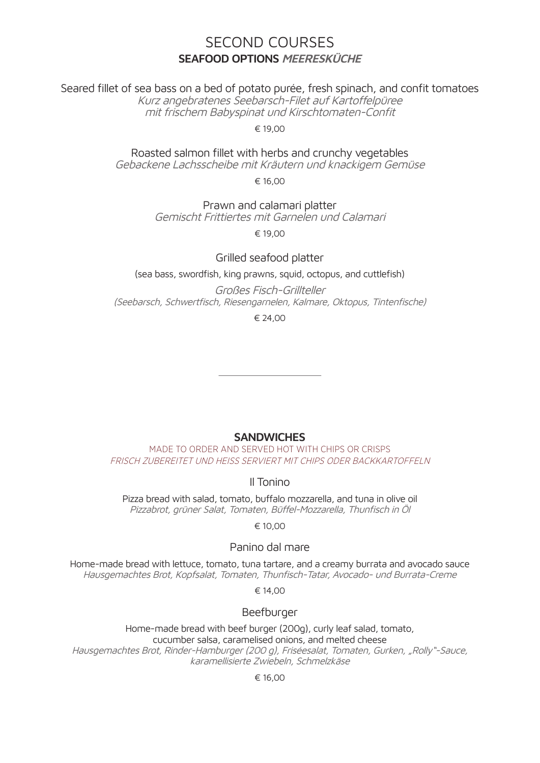# SECOND COURSES

## SEAFOOD OPTIONS *MEERESKÜCHE*

Seared fillet of sea bass on a bed of potato purée, fresh spinach, and confit tomatoes
*Kurz angebratenes Seebarsch-Filet auf Kartoffelpüree mit frischem Babyspinat und Kirschtomaten-Confit*

€ 19,00

Roasted salmon fillet with herbs and crunchy vegetables
*Gebackene Lachsscheibe mit Kräutern und knackigem Gemüse*

€ 16,00

Prawn and calamari platter
*Gemischt Frittiertes mit Garnelen und Calamari*

€ 19,00

Grilled seafood platter

(sea bass, swordfish, king prawns, squid, octopus, and cuttlefish)

*Großes Fisch-Grillteller*
*(Seebarsch, Schwertfisch, Riesengarnelen, Kalmare, Oktopus, Tintenfische)*

€ 24,00

---

## SANDWICHES

MADE TO ORDER AND SERVED HOT WITH CHIPS OR CRISPS
*FRISCH ZUBEREITET UND HEISS SERVIERT MIT CHIPS ODER BACKKARTOFFELN*

### Il Tonino

Pizza bread with salad, tomato, buffalo mozzarella, and tuna in olive oil
*Pizzabrot, grüner Salat, Tomaten, Büffel-Mozzarella, Thunfisch in Öl*

€ 10,00

### Panino dal mare

Home-made bread with lettuce, tomato, tuna tartare, and a creamy burrata and avocado sauce
*Hausgemachtes Brot, Kopfsalat, Tomaten, Thunfisch-Tatar, Avocado- und Burrata-Creme*

€ 14,00

### Beefburger

Home-made bread with beef burger (200g), curly leaf salad, tomato, cucumber salsa, caramelised onions, and melted cheese
*Hausgemachtes Brot, Rinder-Hamburger (200 g), Friséesalat, Tomaten, Gurken, „Rolly"-Sauce, karamellisierte Zwiebeln, Schmelzkäse*

€ 16,00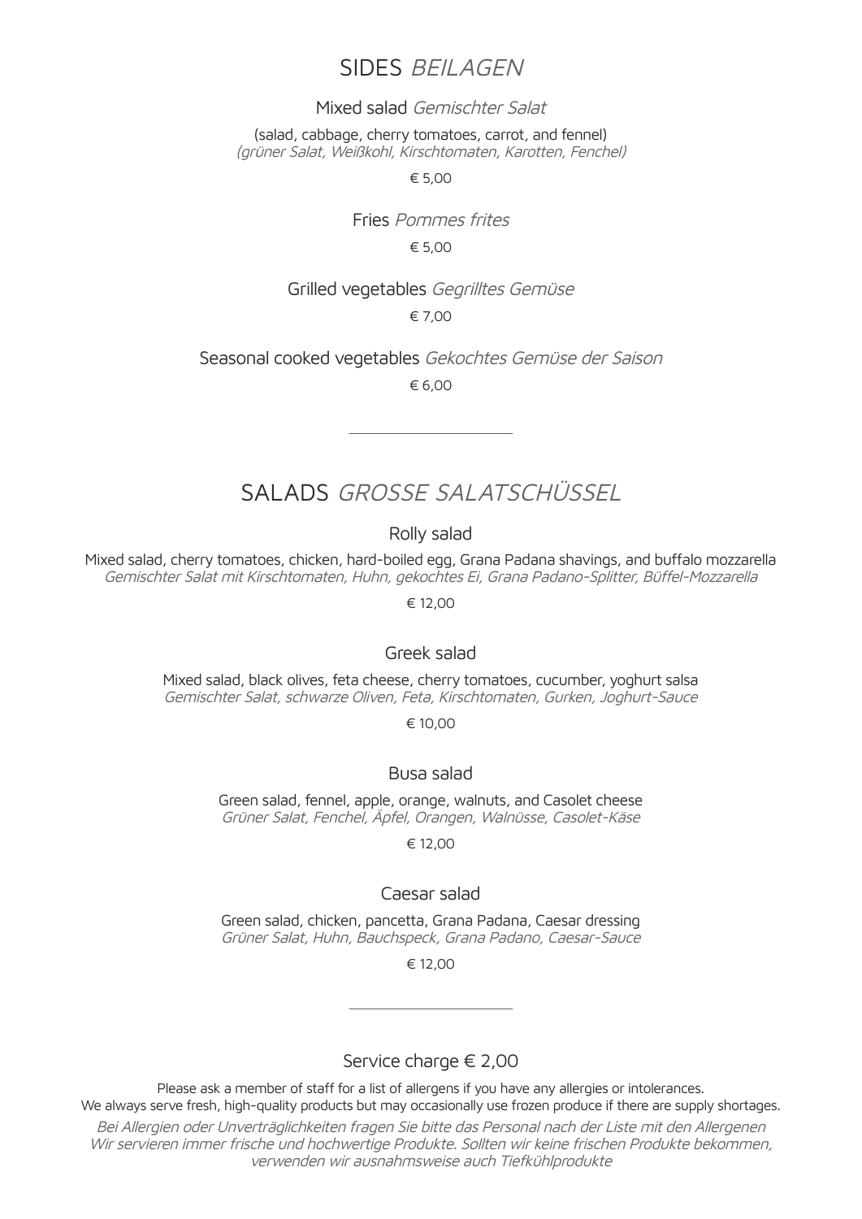## SIDES *BEILAGEN*

### Mixed salad *Gemischter Salat*

(salad, cabbage, cherry tomatoes, carrot, and fennel)
*(grüner Salat, Weißkohl, Kirschtomaten, Karotten, Fenchel)*

€ 5,00

### Fries *Pommes frites*

€ 5,00

### Grilled vegetables *Gegrilltes Gemüse*

€ 7,00

### Seasonal cooked vegetables *Gekochtes Gemüse der Saison*

€ 6,00

---

## SALADS *GROSSE SALATSCHÜSSEL*

### Rolly salad

Mixed salad, cherry tomatoes, chicken, hard-boiled egg, Grana Padana shavings, and buffalo mozzarella
*Gemischter Salat mit Kirschtomaten, Huhn, gekochtes Ei, Grana Padano-Splitter, Büffel-Mozzarella*

€ 12,00

### Greek salad

Mixed salad, black olives, feta cheese, cherry tomatoes, cucumber, yoghurt salsa
*Gemischter Salat, schwarze Oliven, Feta, Kirschtomaten, Gurken, Joghurt-Sauce*

€ 10,00

### Busa salad

Green salad, fennel, apple, orange, walnuts, and Casolet cheese
*Grüner Salat, Fenchel, Äpfel, Orangen, Walnüsse, Casolet-Käse*

€ 12,00

### Caesar salad

Green salad, chicken, pancetta, Grana Padana, Caesar dressing
*Grüner Salat, Huhn, Bauchspeck, Grana Padano, Caesar-Sauce*

€ 12,00

---

Service charge € 2,00

Please ask a member of staff for a list of allergens if you have any allergies or intolerances.
We always serve fresh, high-quality products but may occasionally use frozen produce if there are supply shortages.

*Bei Allergien oder Unverträglichkeiten fragen Sie bitte das Personal nach der Liste mit den Allergenen
Wir servieren immer frische und hochwertige Produkte. Sollten wir keine frischen Produkte bekommen, verwenden wir ausnahmsweise auch Tiefkühlprodukte*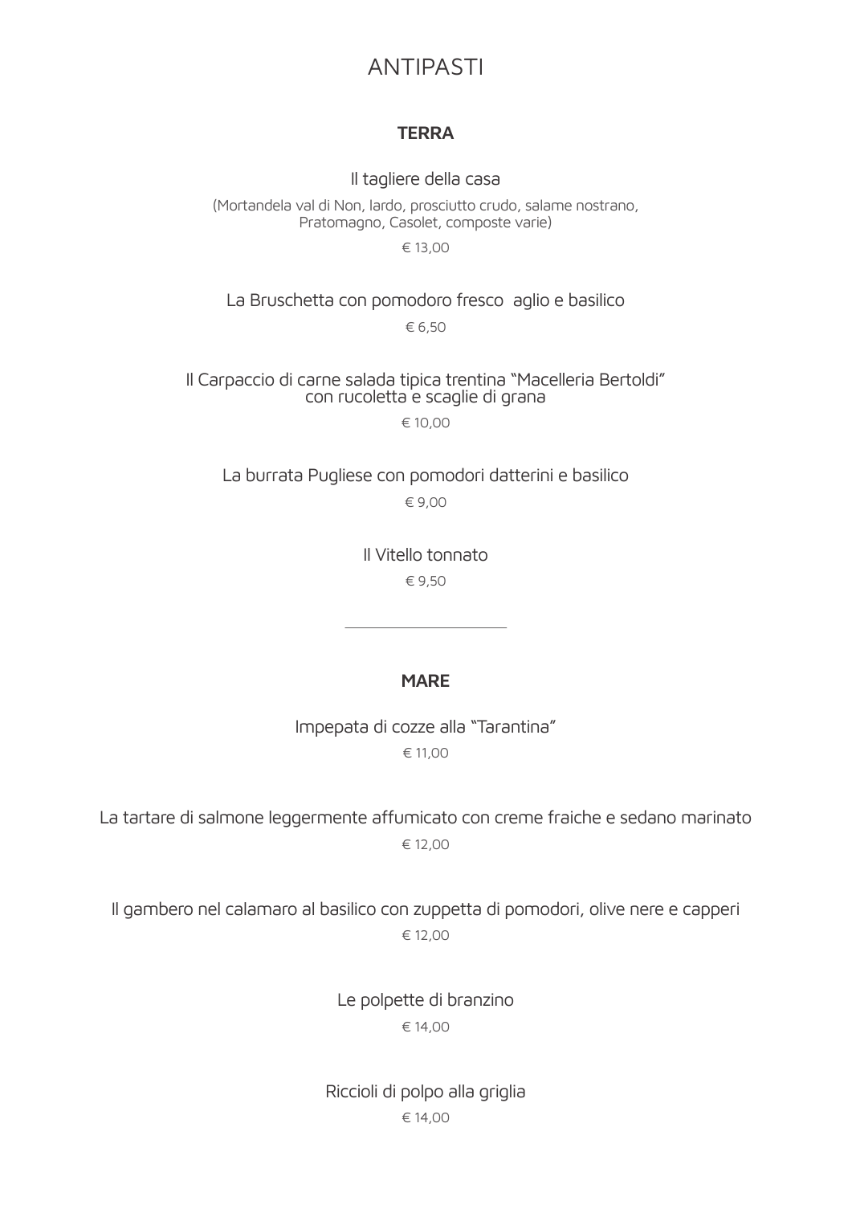# ANTIPASTI

## TERRA

Il tagliere della casa

(Mortandela val di Non, lardo, prosciutto crudo, salame nostrano, Pratomagno, Casolet, composte varie)

€ 13,00

La Bruschetta con pomodoro fresco aglio e basilico

€ 6,50

Il Carpaccio di carne salada tipica trentina "Macelleria Bertoldi" con rucoletta e scaglie di grana

€ 10,00

La burrata Pugliese con pomodori datterini e basilico

€ 9,00

Il Vitello tonnato

€ 9,50

---

## MARE

Impepata di cozze alla "Tarantina"

€ 11,00

La tartare di salmone leggermente affumicato con creme fraiche e sedano marinato

€ 12,00

Il gambero nel calamaro al basilico con zuppetta di pomodori, olive nere e capperi

€ 12,00

Le polpette di branzino

€ 14,00

Riccioli di polpo alla griglia

€ 14,00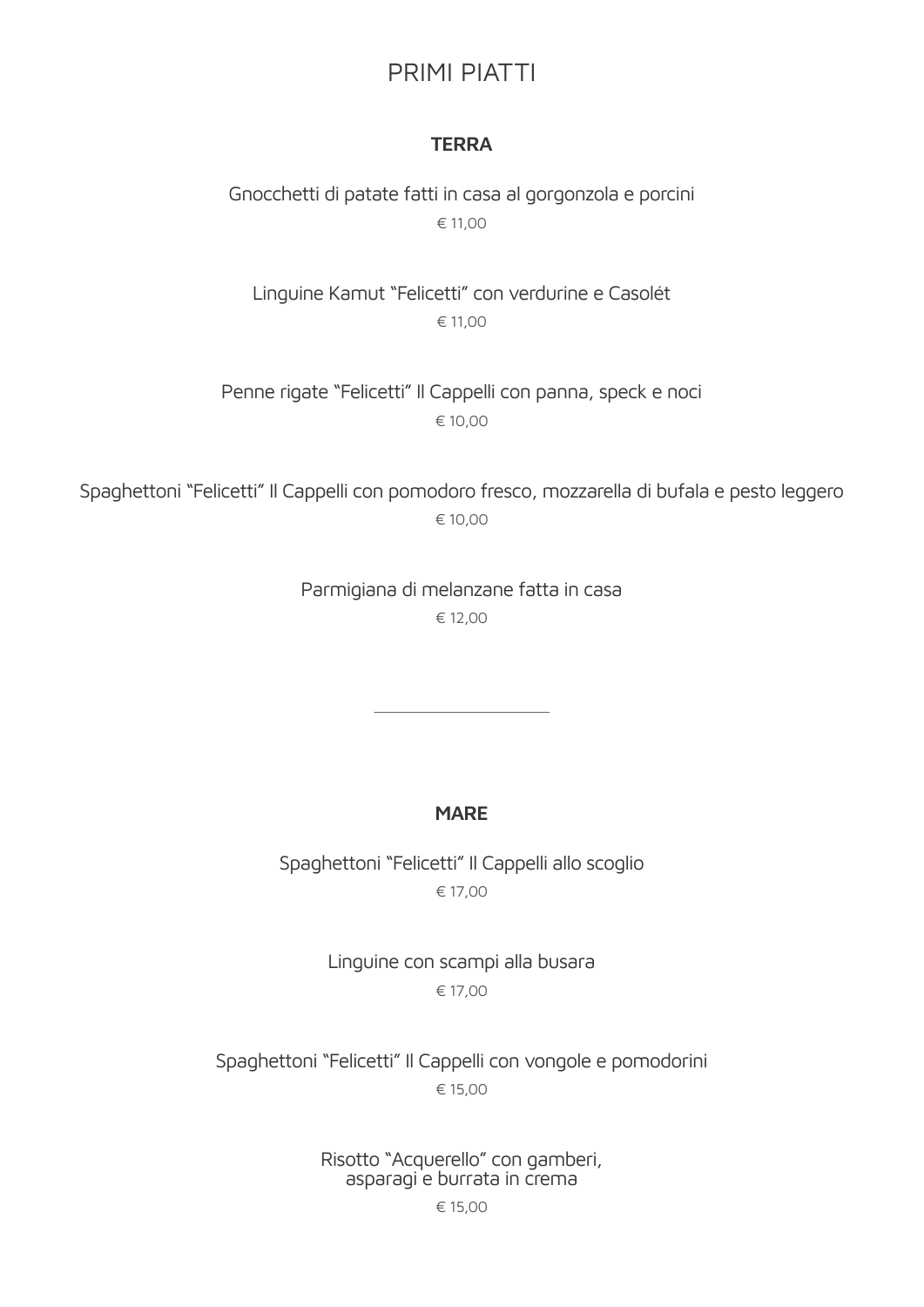# PRIMI PIATTI

## TERRA

Gnocchetti di patate fatti in casa al gorgonzola e porcini

€ 11,00

Linguine Kamut "Felicetti" con verdurine e Casolét

€ 11,00

Penne rigate "Felicetti" Il Cappelli con panna, speck e noci

€ 10,00

Spaghettoni "Felicetti" Il Cappelli con pomodoro fresco, mozzarella di bufala e pesto leggero

€ 10,00

Parmigiana di melanzane fatta in casa

€ 12,00

---

## MARE

Spaghettoni "Felicetti" Il Cappelli allo scoglio

€ 17,00

Linguine con scampi alla busara

€ 17,00

Spaghettoni "Felicetti" Il Cappelli con vongole e pomodorini

€ 15,00

Risotto "Acquerello" con gamberi, asparagi e burrata in crema

€ 15,00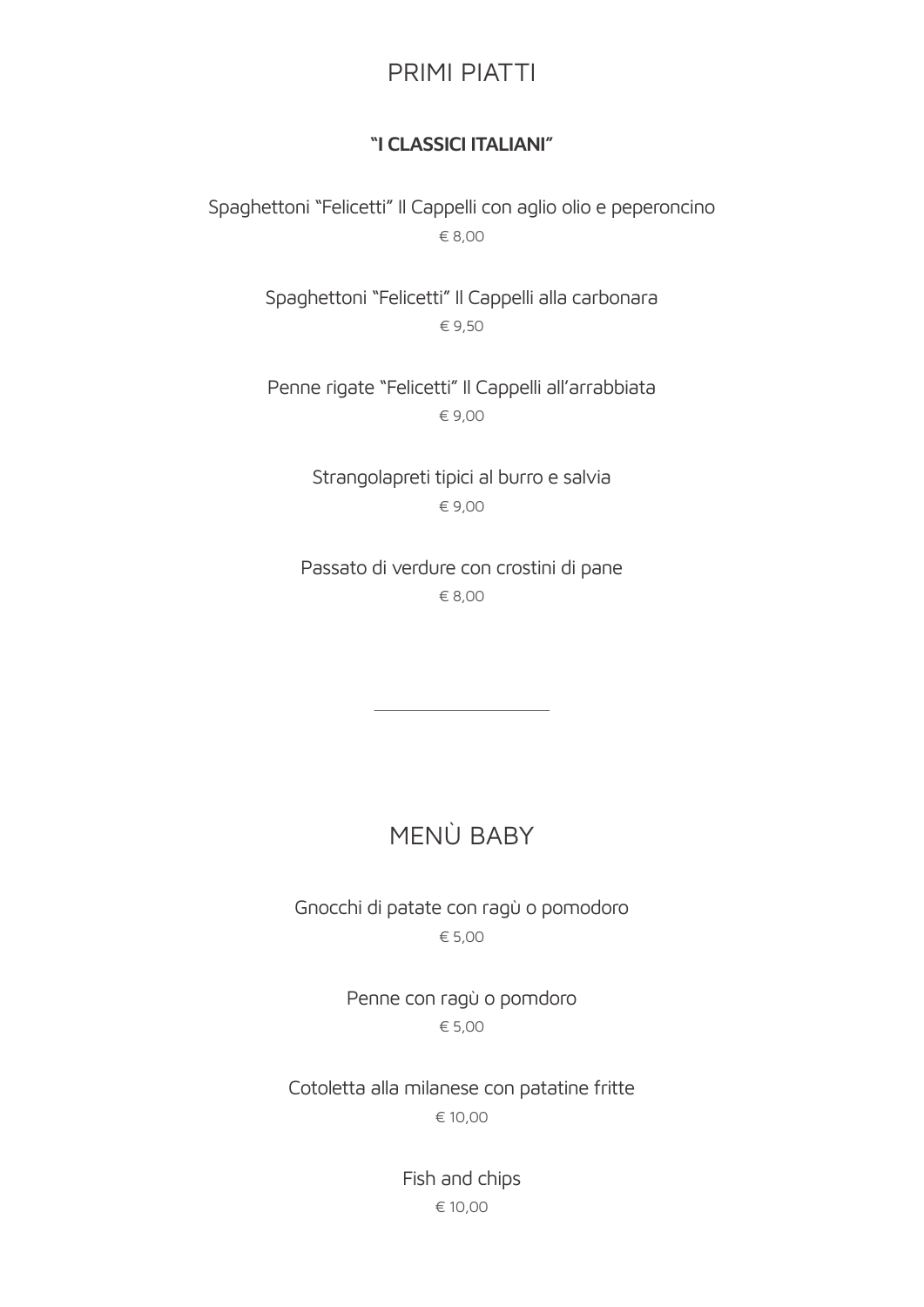# PRIMI PIATTI

**"I CLASSICI ITALIANI"**

Spaghettoni "Felicetti" Il Cappelli con aglio olio e peperoncino

€ 8,00

Spaghettoni "Felicetti" Il Cappelli alla carbonara

€ 9,50

Penne rigate "Felicetti" Il Cappelli all'arrabbiata

€ 9,00

Strangolapreti tipici al burro e salvia

€ 9,00

Passato di verdure con crostini di pane

€ 8,00

---

# MENÙ BABY

Gnocchi di patate con ragù o pomodoro

€ 5,00

Penne con ragù o pomdoro

€ 5,00

Cotoletta alla milanese con patatine fritte

€ 10,00

Fish and chips

€ 10,00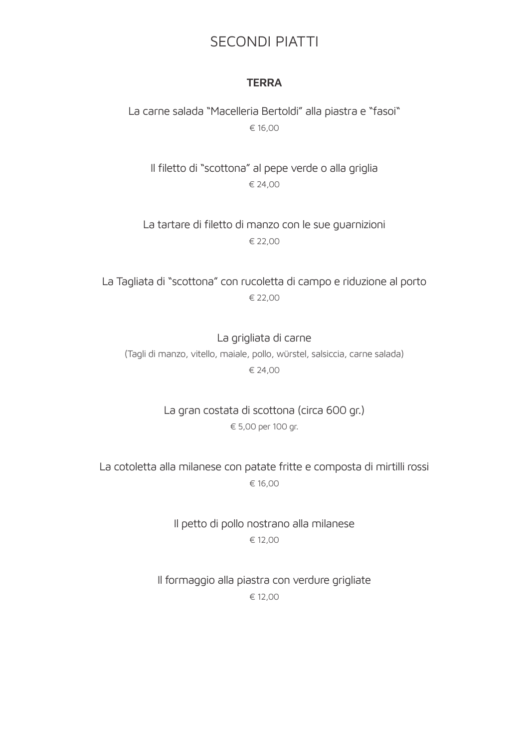# SECONDI PIATTI

## TERRA

La carne salada “Macelleria Bertoldi” alla piastra e “fasoi“

€ 16,00

Il filetto di “scottona” al pepe verde o alla griglia

€ 24,00

La tartare di filetto di manzo con le sue guarnizioni

€ 22,00

La Tagliata di “scottona” con rucoletta di campo e riduzione al porto

€ 22,00

La grigliata di carne

(Tagli di manzo, vitello, maiale, pollo, würstel, salsiccia, carne salada)

€ 24,00

La gran costata di scottona (circa 600 gr.)

€ 5,00 per 100 gr.

La cotoletta alla milanese con patate fritte e composta di mirtilli rossi

€ 16,00

Il petto di pollo nostrano alla milanese

€ 12,00

Il formaggio alla piastra con verdure grigliate

€ 12,00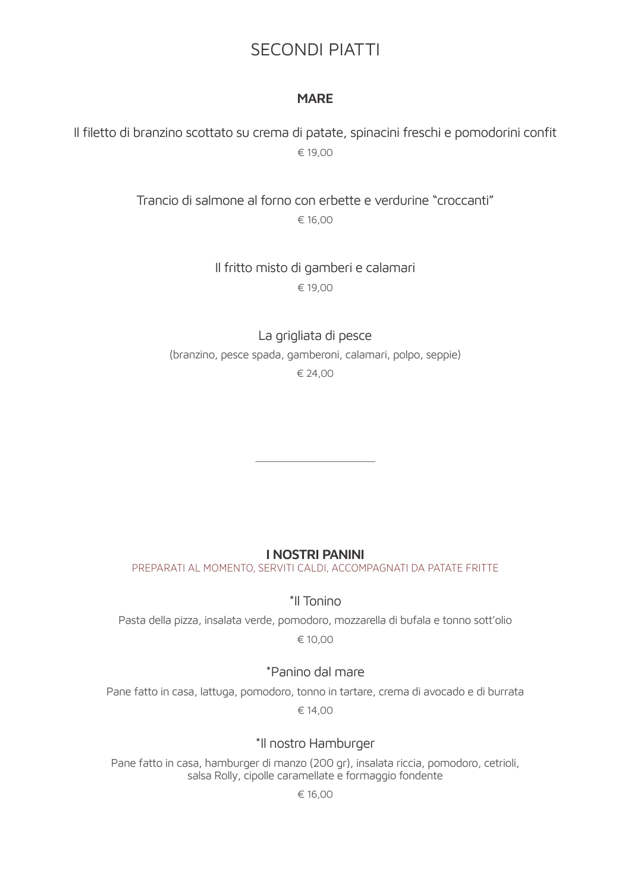# SECONDI PIATTI

## MARE

Il filetto di branzino scottato su crema di patate, spinacini freschi e pomodorini confit

€ 19,00

Trancio di salmone al forno con erbette e verdurine "croccanti"

€ 16,00

Il fritto misto di gamberi e calamari

€ 19,00

La grigliata di pesce

(branzino, pesce spada, gamberoni, calamari, polpo, seppie)

€ 24,00

---

## I NOSTRI PANINI

PREPARATI AL MOMENTO, SERVITI CALDI, ACCOMPAGNATI DA PATATE FRITTE

*Il Tonino

Pasta della pizza, insalata verde, pomodoro, mozzarella di bufala e tonno sott'olio

€ 10,00

*Panino dal mare

Pane fatto in casa, lattuga, pomodoro, tonno in tartare, crema di avocado e di burrata

€ 14,00

*Il nostro Hamburger

Pane fatto in casa, hamburger di manzo (200 gr), insalata riccia, pomodoro, cetrioli, salsa Rolly, cipolle caramellate e formaggio fondente

€ 16,00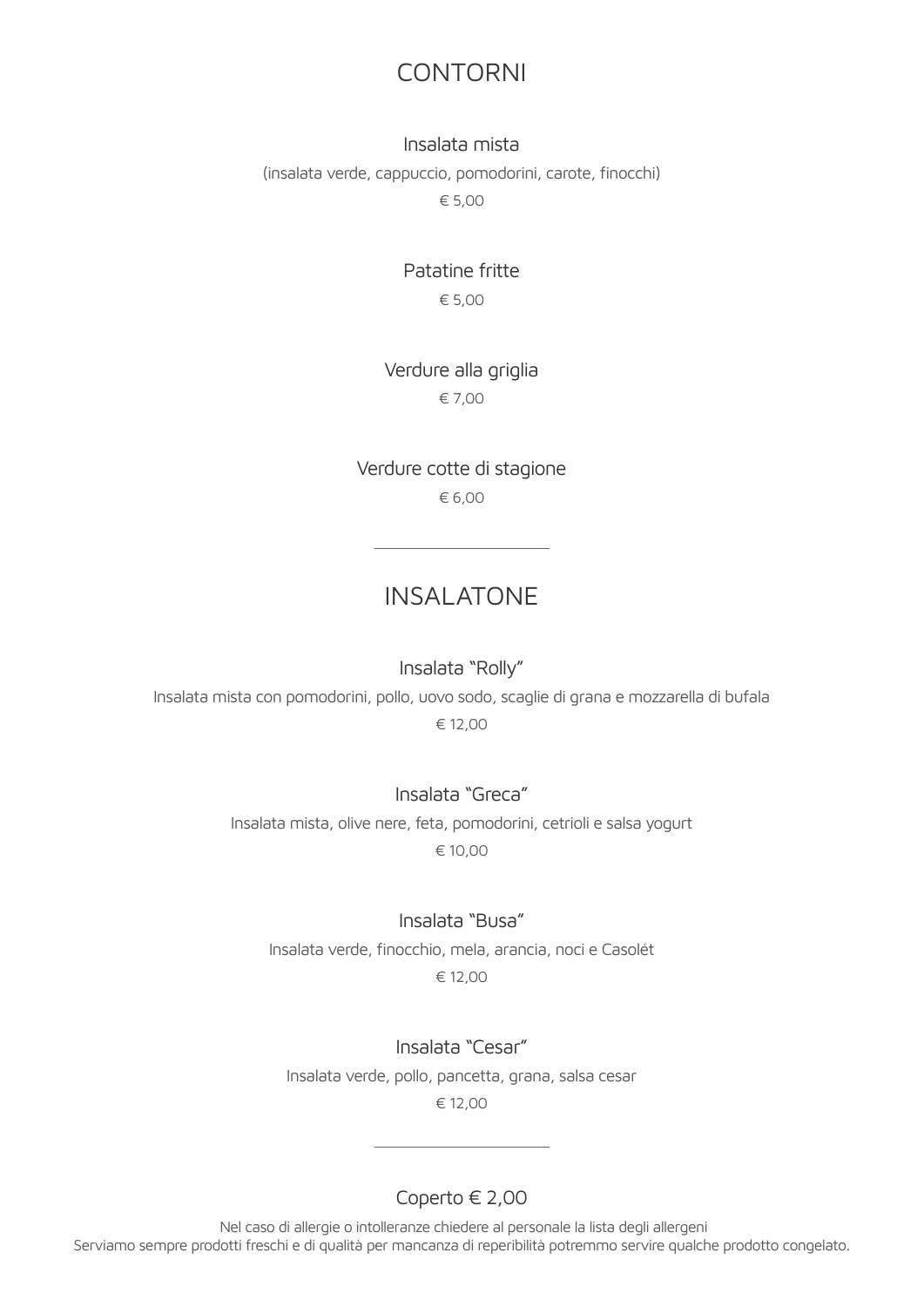## CONTORNI

Insalata mista

(insalata verde, cappuccio, pomodorini, carote, finocchi)

€ 5,00

Patatine fritte

€ 5,00

Verdure alla griglia

€ 7,00

Verdure cotte di stagione

€ 6,00

---

## INSALATONE

Insalata "Rolly"

Insalata mista con pomodorini, pollo, uovo sodo, scaglie di grana e mozzarella di bufala

€ 12,00

Insalata "Greca"

Insalata mista, olive nere, feta, pomodorini, cetrioli e salsa yogurt

€ 10,00

Insalata "Busa"

Insalata verde, finocchio, mela, arancia, noci e Casolét

€ 12,00

Insalata "Cesar"

Insalata verde, pollo, pancetta, grana, salsa cesar

€ 12,00

---

Coperto € 2,00

Nel caso di allergie o intolleranze chiedere al personale la lista degli allergeni
Serviamo sempre prodotti freschi e di qualità per mancanza di reperibilità potremmo servire qualche prodotto congelato.